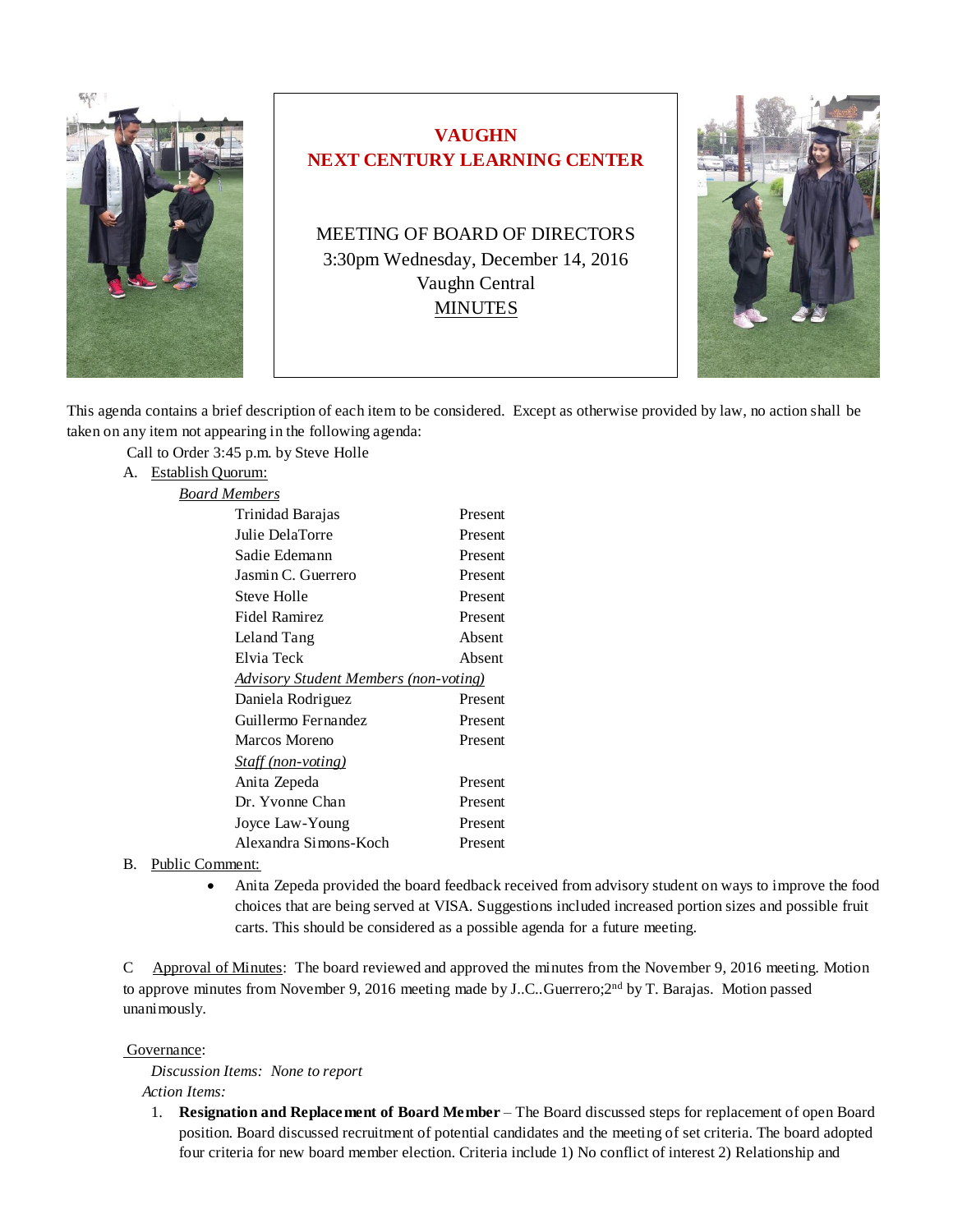# VAUGHN
# NEXT CENTURY LEARNING CENTER

MEETING OF BOARD OF DIRECTORS
3:30pm Wednesday, December 14, 2016
Vaughn Central
MINUTES

This agenda contains a brief description of each item to be considered. Except as otherwise provided by law, no action shall be taken on any item not appearing in the following agenda:

Call to Order 3:45 p.m. by Steve Holle

A. Establish Quorum:

*Board Members*

| | |
|---|---|
| Trinidad Barajas | Present |
| Julie DelaTorre | Present |
| Sadie Edemann | Present |
| Jasmin C. Guerrero | Present |
| Steve Holle | Present |
| Fidel Ramirez | Present |
| Leland Tang | Absent |
| Elvia Teck | Absent |
| *Advisory Student Members (non-voting)* | |
| Daniela Rodriguez | Present |
| Guillermo Fernandez | Present |
| Marcos Moreno | Present |
| *Staff (non-voting)* | |
| Anita Zepeda | Present |
| Dr. Yvonne Chan | Present |
| Joyce Law-Young | Present |
| Alexandra Simons-Koch | Present |

B. Public Comment:

- Anita Zepeda provided the board feedback received from advisory student on ways to improve the food choices that are being served at VISA. Suggestions included increased portion sizes and possible fruit carts. This should be considered as a possible agenda for a future meeting.

C Approval of Minutes: The board reviewed and approved the minutes from the November 9, 2016 meeting. Motion to approve minutes from November 9, 2016 meeting made by J..C..Guerrero;2nd by T. Barajas. Motion passed unanimously.

Governance:

*Discussion Items: None to report*

*Action Items:*

1. **Resignation and Replacement of Board Member** – The Board discussed steps for replacement of open Board position. Board discussed recruitment of potential candidates and the meeting of set criteria. The board adopted four criteria for new board member election. Criteria include 1) No conflict of interest 2) Relationship and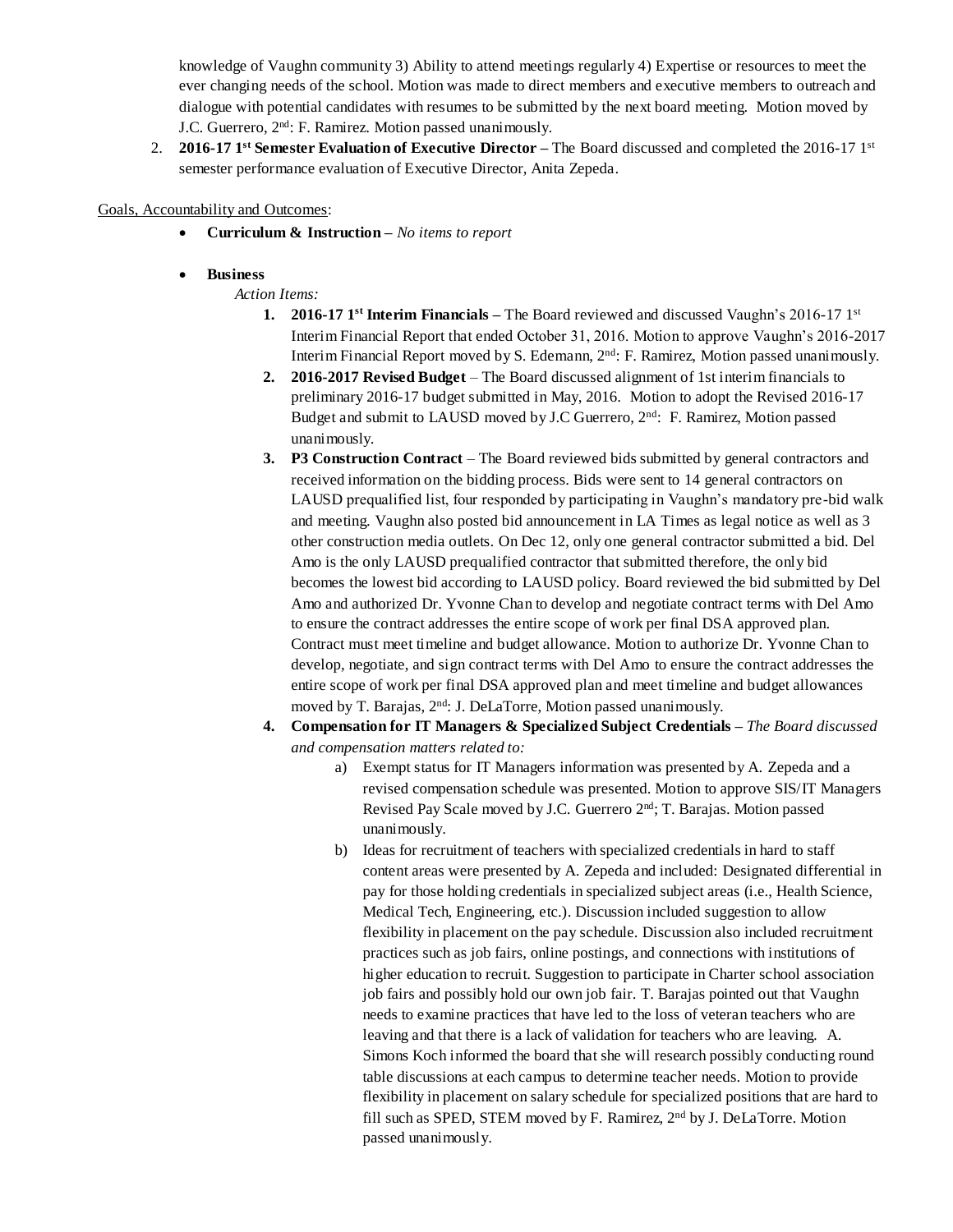knowledge of Vaughn community 3) Ability to attend meetings regularly 4) Expertise or resources to meet the ever changing needs of the school. Motion was made to direct members and executive members to outreach and dialogue with potential candidates with resumes to be submitted by the next board meeting. Motion moved by J.C. Guerrero, 2nd: F. Ramirez. Motion passed unanimously.

2. **2016-17 1st Semester Evaluation of Executive Director –** The Board discussed and completed the 2016-17 1st semester performance evaluation of Executive Director, Anita Zepeda.

Goals, Accountability and Outcomes:

- **Curriculum & Instruction –** *No items to report*

- **Business**

  *Action Items:*

  1. **2016-17 1st Interim Financials –** The Board reviewed and discussed Vaughn's 2016-17 1st Interim Financial Report that ended October 31, 2016. Motion to approve Vaughn's 2016-2017 Interim Financial Report moved by S. Edemann, 2nd: F. Ramirez, Motion passed unanimously.
  2. **2016-2017 Revised Budget** – The Board discussed alignment of 1st interim financials to preliminary 2016-17 budget submitted in May, 2016. Motion to adopt the Revised 2016-17 Budget and submit to LAUSD moved by J.C Guerrero, 2nd: F. Ramirez, Motion passed unanimously.
  3. **P3 Construction Contract** – The Board reviewed bids submitted by general contractors and received information on the bidding process. Bids were sent to 14 general contractors on LAUSD prequalified list, four responded by participating in Vaughn's mandatory pre-bid walk and meeting. Vaughn also posted bid announcement in LA Times as legal notice as well as 3 other construction media outlets. On Dec 12, only one general contractor submitted a bid. Del Amo is the only LAUSD prequalified contractor that submitted therefore, the only bid becomes the lowest bid according to LAUSD policy. Board reviewed the bid submitted by Del Amo and authorized Dr. Yvonne Chan to develop and negotiate contract terms with Del Amo to ensure the contract addresses the entire scope of work per final DSA approved plan. Contract must meet timeline and budget allowance. Motion to authorize Dr. Yvonne Chan to develop, negotiate, and sign contract terms with Del Amo to ensure the contract addresses the entire scope of work per final DSA approved plan and meet timeline and budget allowances moved by T. Barajas, 2nd: J. DeLaTorre, Motion passed unanimously.
  4. **Compensation for IT Managers & Specialized Subject Credentials –** *The Board discussed and compensation matters related to:*
     a) Exempt status for IT Managers information was presented by A. Zepeda and a revised compensation schedule was presented. Motion to approve SIS/IT Managers Revised Pay Scale moved by J.C. Guerrero 2nd; T. Barajas. Motion passed unanimously.
     b) Ideas for recruitment of teachers with specialized credentials in hard to staff content areas were presented by A. Zepeda and included: Designated differential in pay for those holding credentials in specialized subject areas (i.e., Health Science, Medical Tech, Engineering, etc.). Discussion included suggestion to allow flexibility in placement on the pay schedule. Discussion also included recruitment practices such as job fairs, online postings, and connections with institutions of higher education to recruit. Suggestion to participate in Charter school association job fairs and possibly hold our own job fair. T. Barajas pointed out that Vaughn needs to examine practices that have led to the loss of veteran teachers who are leaving and that there is a lack of validation for teachers who are leaving. A. Simons Koch informed the board that she will research possibly conducting round table discussions at each campus to determine teacher needs. Motion to provide flexibility in placement on salary schedule for specialized positions that are hard to fill such as SPED, STEM moved by F. Ramirez, 2nd by J. DeLaTorre. Motion passed unanimously.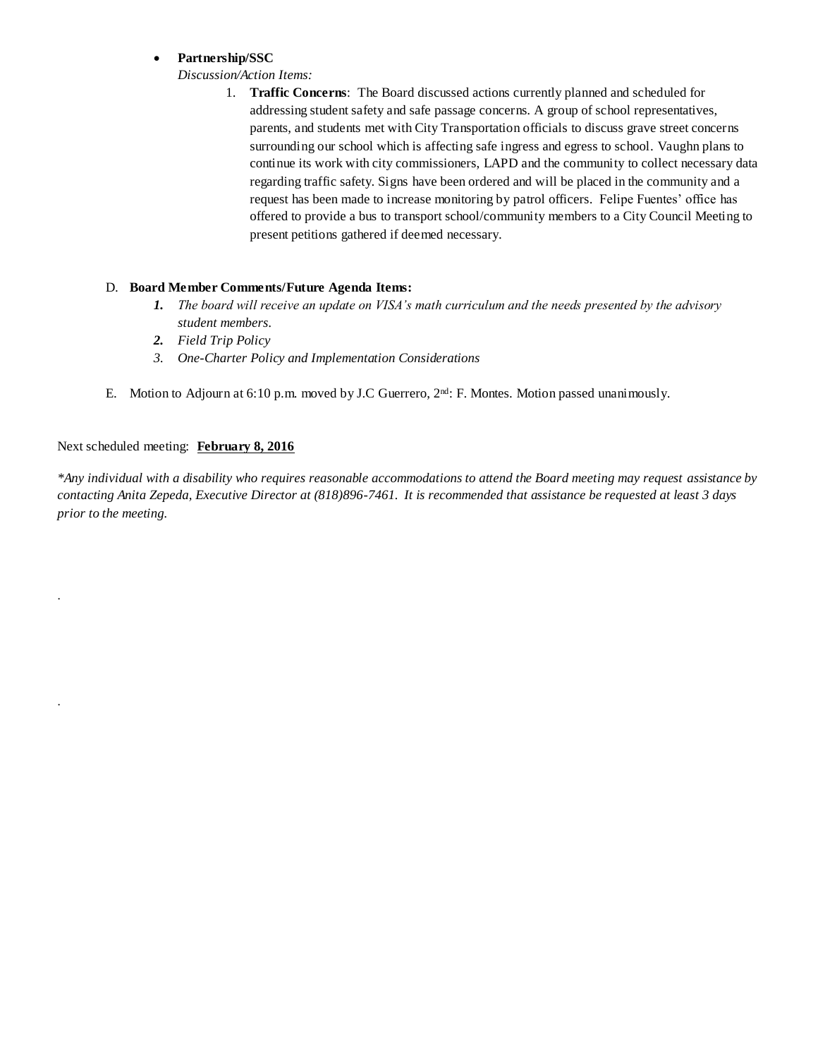- **Partnership/SSC**

  *Discussion/Action Items:*

  1. **Traffic Concerns**: The Board discussed actions currently planned and scheduled for addressing student safety and safe passage concerns. A group of school representatives, parents, and students met with City Transportation officials to discuss grave street concerns surrounding our school which is affecting safe ingress and egress to school. Vaughn plans to continue its work with city commissioners, LAPD and the community to collect necessary data regarding traffic safety. Signs have been ordered and will be placed in the community and a request has been made to increase monitoring by patrol officers. Felipe Fuentes' office has offered to provide a bus to transport school/community members to a City Council Meeting to present petitions gathered if deemed necessary.

D. **Board Member Comments/Future Agenda Items:**

1. *The board will receive an update on VISA's math curriculum and the needs presented by the advisory student members.*
2. *Field Trip Policy*
3. *One-Charter Policy and Implementation Considerations*

E. Motion to Adjourn at 6:10 p.m. moved by J.C Guerrero, 2nd: F. Montes. Motion passed unanimously.

Next scheduled meeting: **February 8, 2016**

*\*Any individual with a disability who requires reasonable accommodations to attend the Board meeting may request assistance by contacting Anita Zepeda, Executive Director at (818)896-7461. It is recommended that assistance be requested at least 3 days prior to the meeting.*